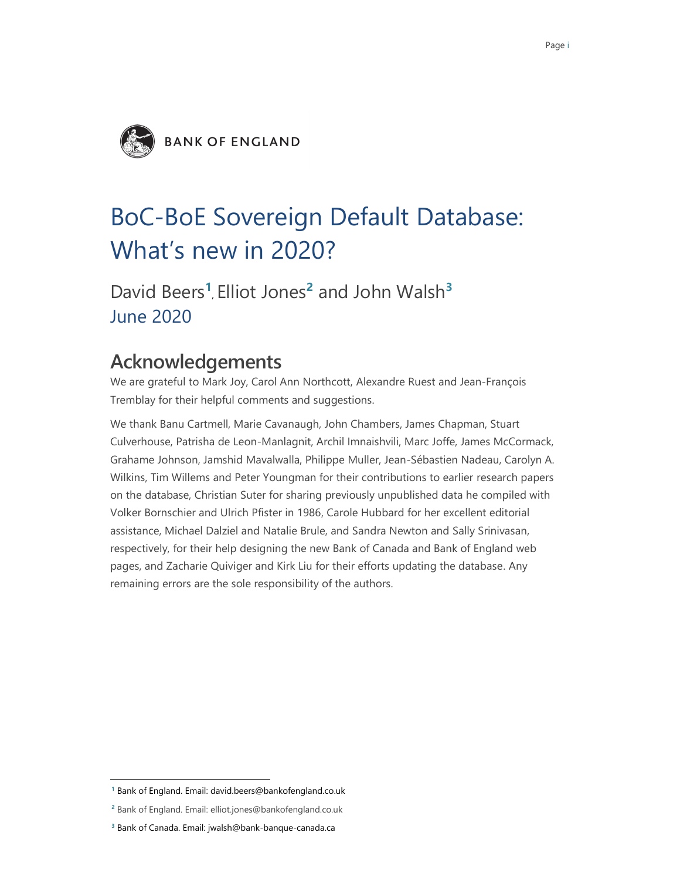BANK OF ENGLAND

# BoC-BoE Sovereign Default Database: What's new in 2020?

## David Beers[1], Elliot Jones[2] and John Walsh[3]

June 2020

## Acknowledgements

We are grateful to Mark Joy, Carol Ann Northcott, Alexandre Ruest and Jean-François Tremblay for their helpful comments and suggestions.

We thank Banu Cartmell, Marie Cavanaugh, John Chambers, James Chapman, Stuart Culverhouse, Patrisha de Leon-Manlagnit, Archil Imnaishvili, Marc Joffe, James McCormack, Grahame Johnson, Jamshid Mavalwalla, Philippe Muller, Jean-Sébastien Nadeau, Carolyn A. Wilkins, Tim Willems and Peter Youngman for their contributions to earlier research papers on the database, Christian Suter for sharing previously unpublished data he compiled with Volker Bornschier and Ulrich Pfister in 1986, Carole Hubbard for her excellent editorial assistance, Michael Dalziel and Natalie Brule, and Sandra Newton and Sally Srinivasan, respectively, for their help designing the new Bank of Canada and Bank of England web pages, and Zacharie Quiviger and Kirk Liu for their efforts updating the database. Any remaining errors are the sole responsibility of the authors.

---

[1] Bank of England. Email: david.beers@bankofengland.co.uk

[2] Bank of England. Email: elliot.jones@bankofengland.co.uk

[3] Bank of Canada. Email: jwalsh@bank-banque-canada.ca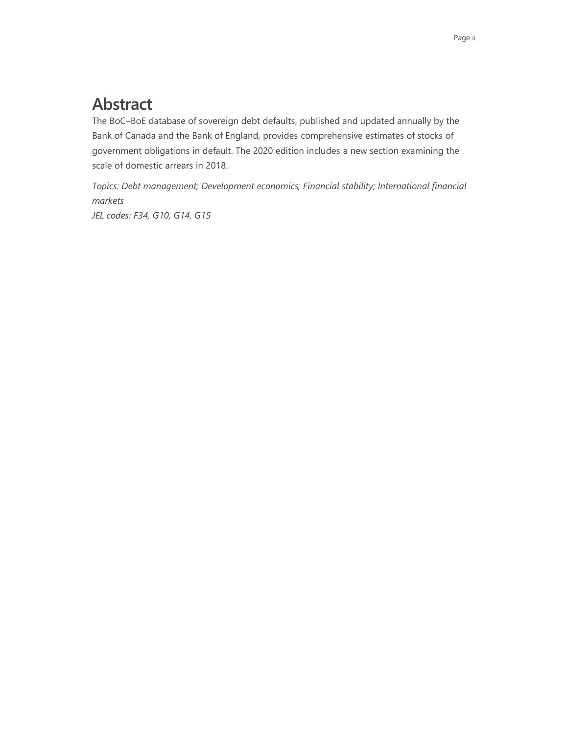# Abstract

The BoC–BoE database of sovereign debt defaults, published and updated annually by the Bank of Canada and the Bank of England, provides comprehensive estimates of stocks of government obligations in default. The 2020 edition includes a new section examining the scale of domestic arrears in 2018.

*Topics: Debt management; Development economics; Financial stability; International financial markets*
*JEL codes: F34, G10, G14, G15*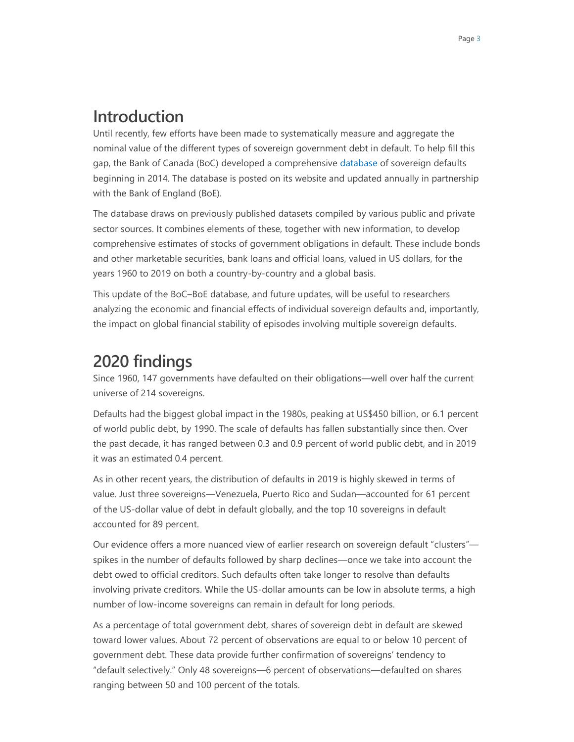## Introduction

Until recently, few efforts have been made to systematically measure and aggregate the nominal value of the different types of sovereign government debt in default. To help fill this gap, the Bank of Canada (BoC) developed a comprehensive database of sovereign defaults beginning in 2014. The database is posted on its website and updated annually in partnership with the Bank of England (BoE).

The database draws on previously published datasets compiled by various public and private sector sources. It combines elements of these, together with new information, to develop comprehensive estimates of stocks of government obligations in default. These include bonds and other marketable securities, bank loans and official loans, valued in US dollars, for the years 1960 to 2019 on both a country-by-country and a global basis.

This update of the BoC–BoE database, and future updates, will be useful to researchers analyzing the economic and financial effects of individual sovereign defaults and, importantly, the impact on global financial stability of episodes involving multiple sovereign defaults.

## 2020 findings

Since 1960, 147 governments have defaulted on their obligations—well over half the current universe of 214 sovereigns.

Defaults had the biggest global impact in the 1980s, peaking at US$450 billion, or 6.1 percent of world public debt, by 1990. The scale of defaults has fallen substantially since then. Over the past decade, it has ranged between 0.3 and 0.9 percent of world public debt, and in 2019 it was an estimated 0.4 percent.

As in other recent years, the distribution of defaults in 2019 is highly skewed in terms of value. Just three sovereigns—Venezuela, Puerto Rico and Sudan—accounted for 61 percent of the US-dollar value of debt in default globally, and the top 10 sovereigns in default accounted for 89 percent.

Our evidence offers a more nuanced view of earlier research on sovereign default "clusters"—spikes in the number of defaults followed by sharp declines—once we take into account the debt owed to official creditors. Such defaults often take longer to resolve than defaults involving private creditors. While the US-dollar amounts can be low in absolute terms, a high number of low-income sovereigns can remain in default for long periods.

As a percentage of total government debt, shares of sovereign debt in default are skewed toward lower values. About 72 percent of observations are equal to or below 10 percent of government debt. These data provide further confirmation of sovereigns' tendency to "default selectively." Only 48 sovereigns—6 percent of observations—defaulted on shares ranging between 50 and 100 percent of the totals.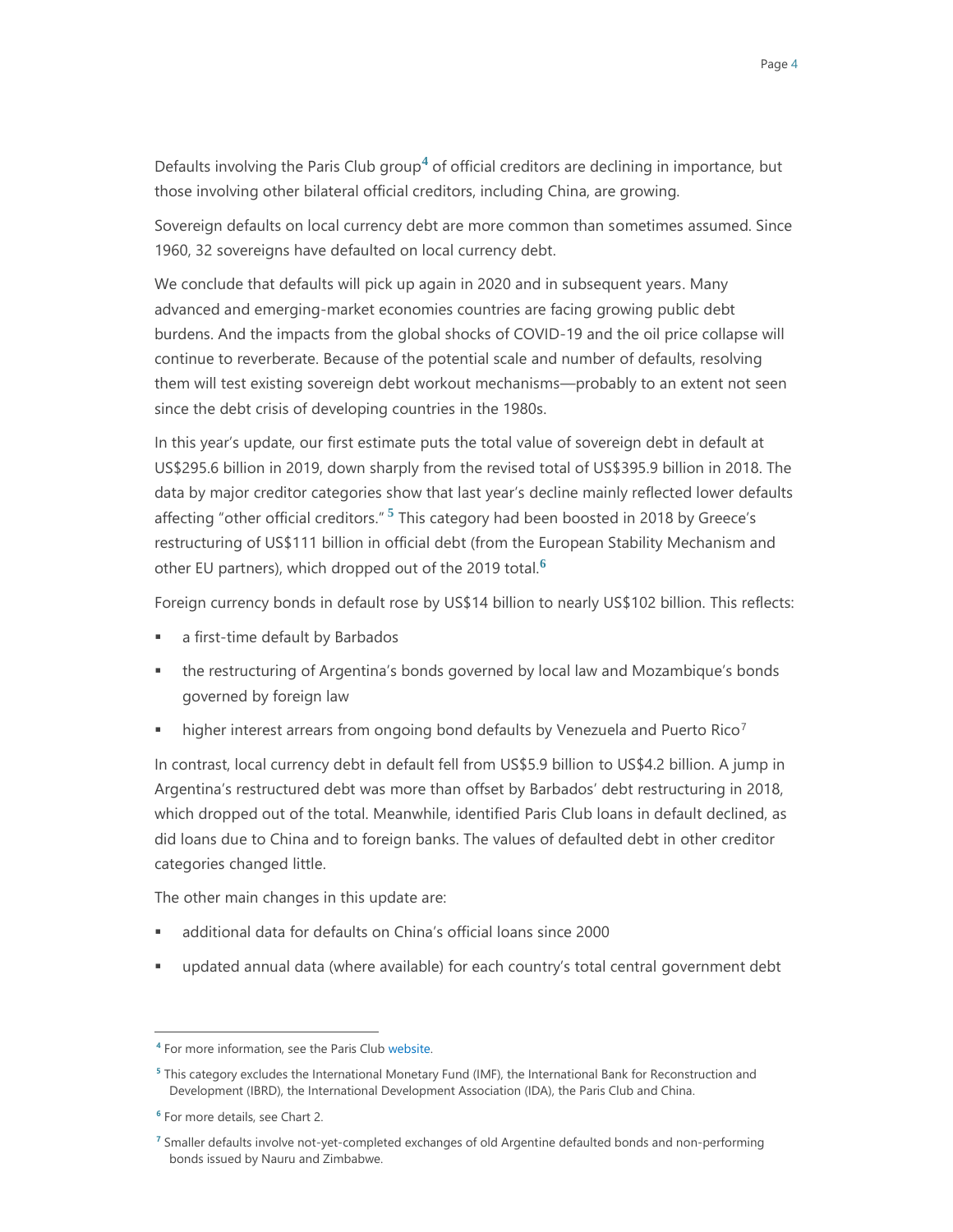Defaults involving the Paris Club group[4] of official creditors are declining in importance, but those involving other bilateral official creditors, including China, are growing.

Sovereign defaults on local currency debt are more common than sometimes assumed. Since 1960, 32 sovereigns have defaulted on local currency debt.

We conclude that defaults will pick up again in 2020 and in subsequent years. Many advanced and emerging-market economies countries are facing growing public debt burdens. And the impacts from the global shocks of COVID-19 and the oil price collapse will continue to reverberate. Because of the potential scale and number of defaults, resolving them will test existing sovereign debt workout mechanisms—probably to an extent not seen since the debt crisis of developing countries in the 1980s.

In this year's update, our first estimate puts the total value of sovereign debt in default at US$295.6 billion in 2019, down sharply from the revised total of US$395.9 billion in 2018. The data by major creditor categories show that last year's decline mainly reflected lower defaults affecting "other official creditors." [5] This category had been boosted in 2018 by Greece's restructuring of US$111 billion in official debt (from the European Stability Mechanism and other EU partners), which dropped out of the 2019 total.[6]

Foreign currency bonds in default rose by US$14 billion to nearly US$102 billion. This reflects:

- a first-time default by Barbados
- the restructuring of Argentina's bonds governed by local law and Mozambique's bonds governed by foreign law
- higher interest arrears from ongoing bond defaults by Venezuela and Puerto Rico[7]

In contrast, local currency debt in default fell from US$5.9 billion to US$4.2 billion. A jump in Argentina's restructured debt was more than offset by Barbados' debt restructuring in 2018, which dropped out of the total. Meanwhile, identified Paris Club loans in default declined, as did loans due to China and to foreign banks. The values of defaulted debt in other creditor categories changed little.

The other main changes in this update are:

- additional data for defaults on China's official loans since 2000
- updated annual data (where available) for each country's total central government debt

---

[4] For more information, see the Paris Club website.

[5] This category excludes the International Monetary Fund (IMF), the International Bank for Reconstruction and Development (IBRD), the International Development Association (IDA), the Paris Club and China.

[6] For more details, see Chart 2.

[7] Smaller defaults involve not-yet-completed exchanges of old Argentine defaulted bonds and non-performing bonds issued by Nauru and Zimbabwe.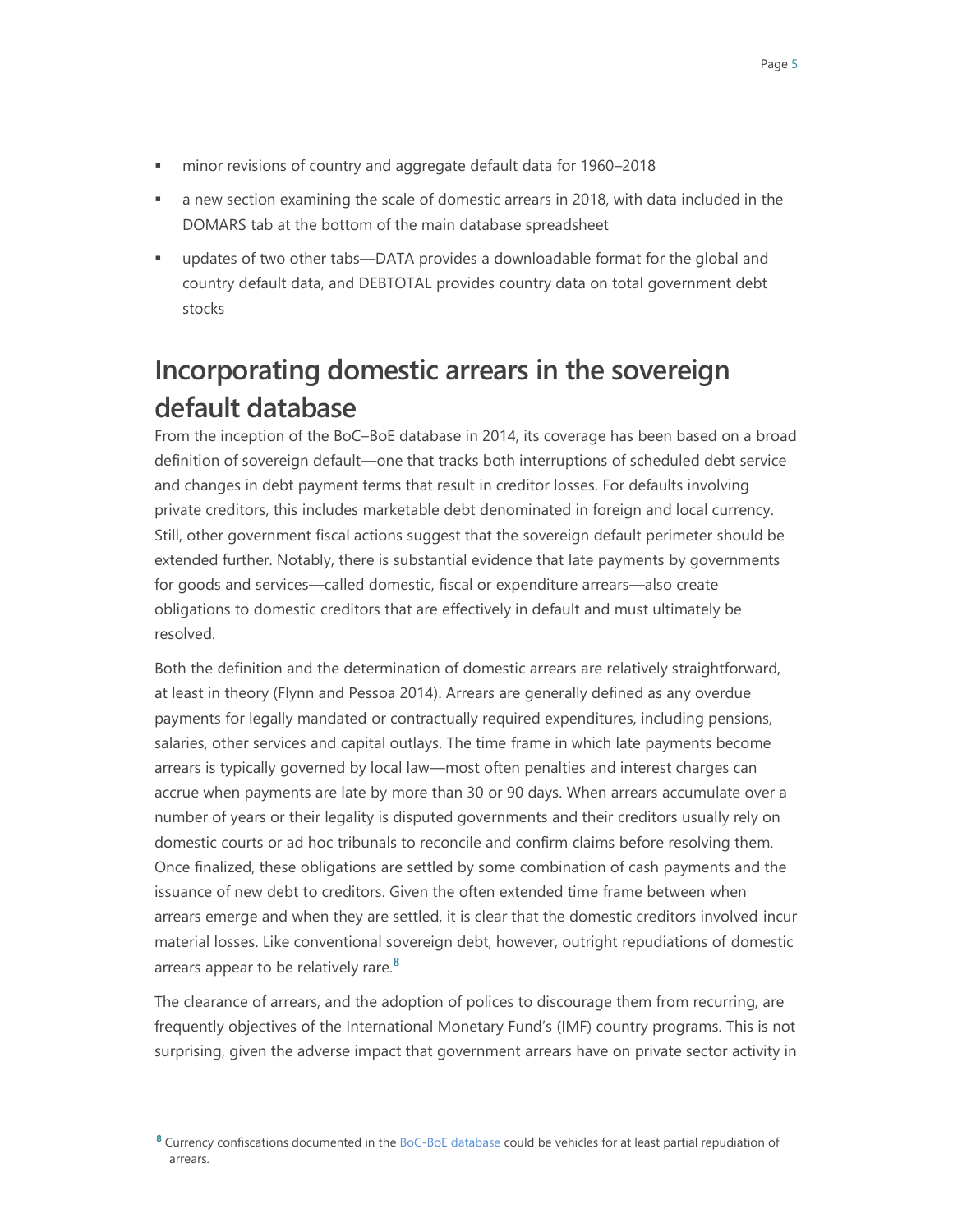- minor revisions of country and aggregate default data for 1960–2018
- a new section examining the scale of domestic arrears in 2018, with data included in the DOMARS tab at the bottom of the main database spreadsheet
- updates of two other tabs—DATA provides a downloadable format for the global and country default data, and DEBTOTAL provides country data on total government debt stocks

# Incorporating domestic arrears in the sovereign default database

From the inception of the BoC–BoE database in 2014, its coverage has been based on a broad definition of sovereign default—one that tracks both interruptions of scheduled debt service and changes in debt payment terms that result in creditor losses. For defaults involving private creditors, this includes marketable debt denominated in foreign and local currency. Still, other government fiscal actions suggest that the sovereign default perimeter should be extended further. Notably, there is substantial evidence that late payments by governments for goods and services—called domestic, fiscal or expenditure arrears—also create obligations to domestic creditors that are effectively in default and must ultimately be resolved.

Both the definition and the determination of domestic arrears are relatively straightforward, at least in theory (Flynn and Pessoa 2014). Arrears are generally defined as any overdue payments for legally mandated or contractually required expenditures, including pensions, salaries, other services and capital outlays. The time frame in which late payments become arrears is typically governed by local law—most often penalties and interest charges can accrue when payments are late by more than 30 or 90 days. When arrears accumulate over a number of years or their legality is disputed governments and their creditors usually rely on domestic courts or ad hoc tribunals to reconcile and confirm claims before resolving them. Once finalized, these obligations are settled by some combination of cash payments and the issuance of new debt to creditors. Given the often extended time frame between when arrears emerge and when they are settled, it is clear that the domestic creditors involved incur material losses. Like conventional sovereign debt, however, outright repudiations of domestic arrears appear to be relatively rare.[8]

The clearance of arrears, and the adoption of polices to discourage them from recurring, are frequently objectives of the International Monetary Fund's (IMF) country programs. This is not surprising, given the adverse impact that government arrears have on private sector activity in

[8] Currency confiscations documented in the BoC-BoE database could be vehicles for at least partial repudiation of arrears.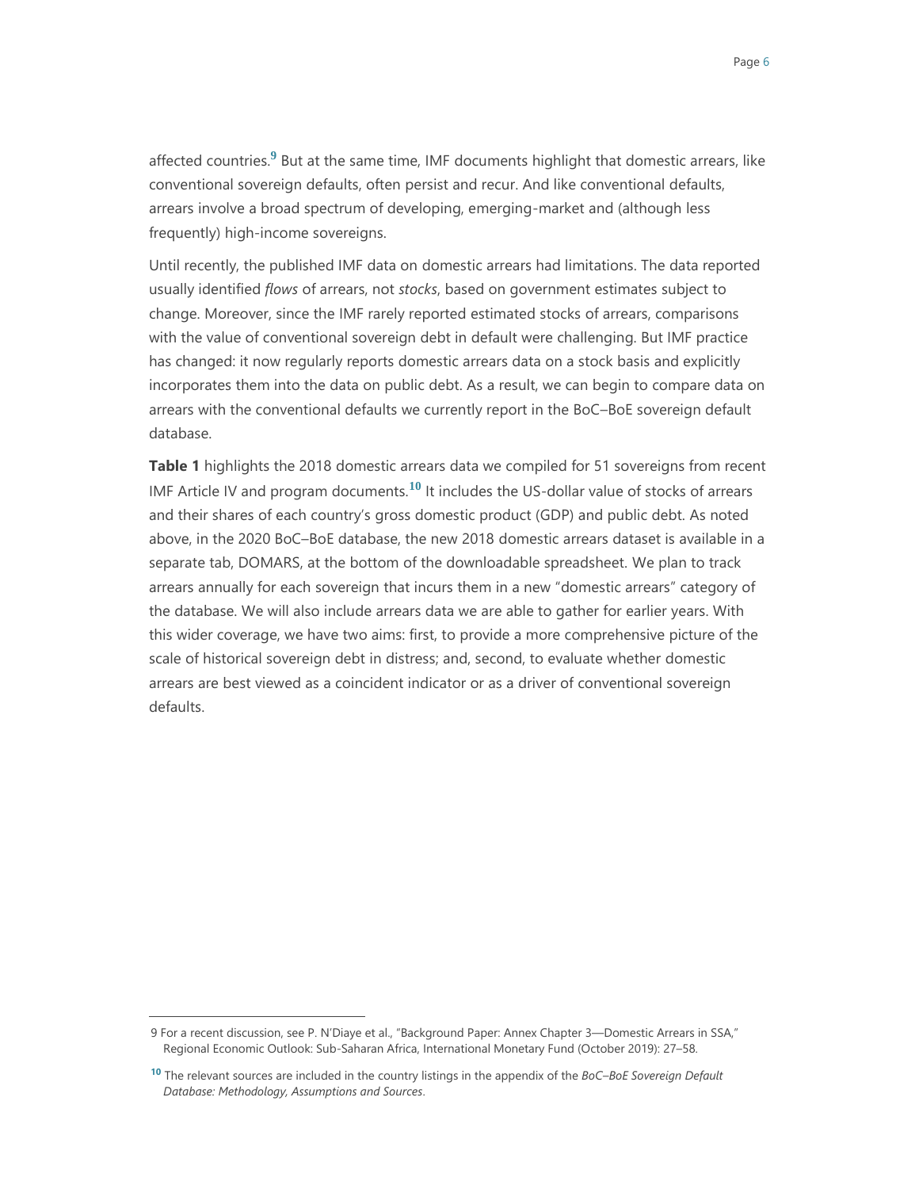affected countries.[9] But at the same time, IMF documents highlight that domestic arrears, like conventional sovereign defaults, often persist and recur. And like conventional defaults, arrears involve a broad spectrum of developing, emerging-market and (although less frequently) high-income sovereigns.

Until recently, the published IMF data on domestic arrears had limitations. The data reported usually identified *flows* of arrears, not *stocks*, based on government estimates subject to change. Moreover, since the IMF rarely reported estimated stocks of arrears, comparisons with the value of conventional sovereign debt in default were challenging. But IMF practice has changed: it now regularly reports domestic arrears data on a stock basis and explicitly incorporates them into the data on public debt. As a result, we can begin to compare data on arrears with the conventional defaults we currently report in the BoC–BoE sovereign default database.

**Table 1** highlights the 2018 domestic arrears data we compiled for 51 sovereigns from recent IMF Article IV and program documents.[10] It includes the US-dollar value of stocks of arrears and their shares of each country's gross domestic product (GDP) and public debt. As noted above, in the 2020 BoC–BoE database, the new 2018 domestic arrears dataset is available in a separate tab, DOMARS, at the bottom of the downloadable spreadsheet. We plan to track arrears annually for each sovereign that incurs them in a new "domestic arrears" category of the database. We will also include arrears data we are able to gather for earlier years. With this wider coverage, we have two aims: first, to provide a more comprehensive picture of the scale of historical sovereign debt in distress; and, second, to evaluate whether domestic arrears are best viewed as a coincident indicator or as a driver of conventional sovereign defaults.

---

9 For a recent discussion, see P. N'Diaye et al., "Background Paper: Annex Chapter 3—Domestic Arrears in SSA," Regional Economic Outlook: Sub-Saharan Africa, International Monetary Fund (October 2019): 27–58.

10 The relevant sources are included in the country listings in the appendix of the *BoC–BoE Sovereign Default Database: Methodology, Assumptions and Sources*.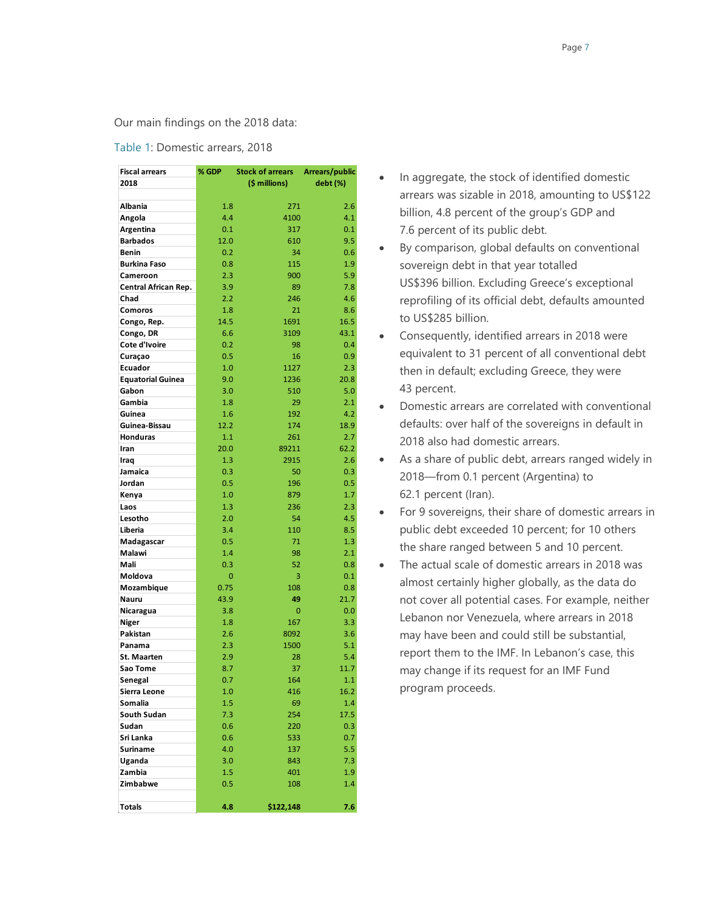Our main findings on the 2018 data:

Table 1: Domestic arrears, 2018

| Fiscal arrears 2018 | % GDP | Stock of arrears ($ millions) | Arrears/public debt (%) |
|---|---|---|---|
| Albania | 1.8 | 271 | 2.6 |
| Angola | 4.4 | 4100 | 4.1 |
| Argentina | 0.1 | 317 | 0.1 |
| Barbados | 12.0 | 610 | 9.5 |
| Benin | 0.2 | 34 | 0.6 |
| Burkina Faso | 0.8 | 115 | 1.9 |
| Cameroon | 2.3 | 900 | 5.9 |
| Central African Rep. | 3.9 | 89 | 7.8 |
| Chad | 2.2 | 246 | 4.6 |
| Comoros | 1.8 | 21 | 8.6 |
| Congo, Rep. | 14.5 | 1691 | 16.5 |
| Congo, DR | 6.6 | 3109 | 43.1 |
| Cote d'Ivoire | 0.2 | 98 | 0.4 |
| Curaçao | 0.5 | 16 | 0.9 |
| Ecuador | 1.0 | 1127 | 2.3 |
| Equatorial Guinea | 9.0 | 1236 | 20.8 |
| Gabon | 3.0 | 510 | 5.0 |
| Gambia | 1.8 | 29 | 2.1 |
| Guinea | 1.6 | 192 | 4.2 |
| Guinea-Bissau | 12.2 | 174 | 18.9 |
| Honduras | 1.1 | 261 | 2.7 |
| Iran | 20.0 | 89211 | 62.2 |
| Iraq | 1.3 | 2915 | 2.6 |
| Jamaica | 0.3 | 50 | 0.3 |
| Jordan | 0.5 | 196 | 0.5 |
| Kenya | 1.0 | 879 | 1.7 |
| Laos | 1.3 | 236 | 2.3 |
| Lesotho | 2.0 | 54 | 4.5 |
| Liberia | 3.4 | 110 | 8.5 |
| Madagascar | 0.5 | 71 | 1.3 |
| Malawi | 1.4 | 98 | 2.1 |
| Mali | 0.3 | 52 | 0.8 |
| Moldova | 0 | 3 | 0.1 |
| Mozambique | 0.75 | 108 | 0.8 |
| Nauru | 43.9 | **49** | 21.7 |
| Nicaragua | 3.8 | 0 | 0.0 |
| Niger | 1.8 | 167 | 3.3 |
| Pakistan | 2.6 | 8092 | 3.6 |
| Panama | 2.3 | 1500 | 5.1 |
| St. Maarten | 2.9 | 28 | 5.4 |
| Sao Tome | 8.7 | 37 | 11.7 |
| Senegal | 0.7 | 164 | 1.1 |
| Sierra Leone | 1.0 | 416 | 16.2 |
| Somalia | 1.5 | 69 | 1.4 |
| South Sudan | 7.3 | 254 | 17.5 |
| Sudan | 0.6 | 220 | 0.3 |
| Sri Lanka | 0.6 | 533 | 0.7 |
| Suriname | 4.0 | 137 | 5.5 |
| Uganda | 3.0 | 843 | 7.3 |
| Zambia | 1.5 | 401 | 1.9 |
| Zimbabwe | 0.5 | 108 | 1.4 |
| **Totals** | **4.8** | **$122,148** | **7.6** |

- In aggregate, the stock of identified domestic arrears was sizable in 2018, amounting to US$122 billion, 4.8 percent of the group's GDP and 7.6 percent of its public debt.
- By comparison, global defaults on conventional sovereign debt in that year totalled US$396 billion. Excluding Greece's exceptional reprofiling of its official debt, defaults amounted to US$285 billion.
- Consequently, identified arrears in 2018 were equivalent to 31 percent of all conventional debt then in default; excluding Greece, they were 43 percent.
- Domestic arrears are correlated with conventional defaults: over half of the sovereigns in default in 2018 also had domestic arrears.
- As a share of public debt, arrears ranged widely in 2018—from 0.1 percent (Argentina) to 62.1 percent (Iran).
- For 9 sovereigns, their share of domestic arrears in public debt exceeded 10 percent; for 10 others the share ranged between 5 and 10 percent.
- The actual scale of domestic arrears in 2018 was almost certainly higher globally, as the data do not cover all potential cases. For example, neither Lebanon nor Venezuela, where arrears in 2018 may have been and could still be substantial, report them to the IMF. In Lebanon's case, this may change if its request for an IMF Fund program proceeds.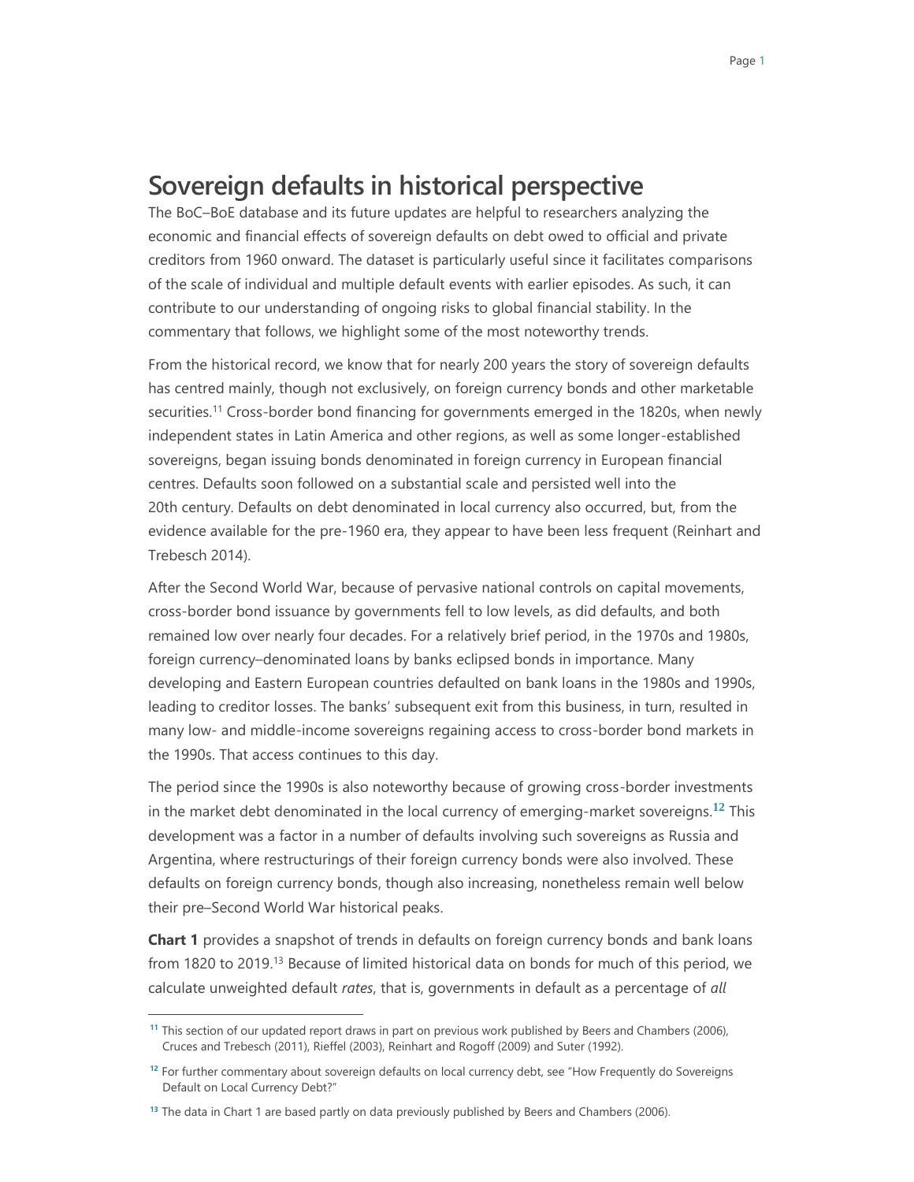# Sovereign defaults in historical perspective

The BoC–BoE database and its future updates are helpful to researchers analyzing the economic and financial effects of sovereign defaults on debt owed to official and private creditors from 1960 onward. The dataset is particularly useful since it facilitates comparisons of the scale of individual and multiple default events with earlier episodes. As such, it can contribute to our understanding of ongoing risks to global financial stability. In the commentary that follows, we highlight some of the most noteworthy trends.

From the historical record, we know that for nearly 200 years the story of sovereign defaults has centred mainly, though not exclusively, on foreign currency bonds and other marketable securities.[11] Cross-border bond financing for governments emerged in the 1820s, when newly independent states in Latin America and other regions, as well as some longer-established sovereigns, began issuing bonds denominated in foreign currency in European financial centres. Defaults soon followed on a substantial scale and persisted well into the 20th century. Defaults on debt denominated in local currency also occurred, but, from the evidence available for the pre-1960 era, they appear to have been less frequent (Reinhart and Trebesch 2014).

After the Second World War, because of pervasive national controls on capital movements, cross-border bond issuance by governments fell to low levels, as did defaults, and both remained low over nearly four decades. For a relatively brief period, in the 1970s and 1980s, foreign currency–denominated loans by banks eclipsed bonds in importance. Many developing and Eastern European countries defaulted on bank loans in the 1980s and 1990s, leading to creditor losses. The banks' subsequent exit from this business, in turn, resulted in many low- and middle-income sovereigns regaining access to cross-border bond markets in the 1990s. That access continues to this day.

The period since the 1990s is also noteworthy because of growing cross-border investments in the market debt denominated in the local currency of emerging-market sovereigns.[12] This development was a factor in a number of defaults involving such sovereigns as Russia and Argentina, where restructurings of their foreign currency bonds were also involved. These defaults on foreign currency bonds, though also increasing, nonetheless remain well below their pre–Second World War historical peaks.

**Chart 1** provides a snapshot of trends in defaults on foreign currency bonds and bank loans from 1820 to 2019.[13] Because of limited historical data on bonds for much of this period, we calculate unweighted default *rates*, that is, governments in default as a percentage of *all*

---

[11] This section of our updated report draws in part on previous work published by Beers and Chambers (2006), Cruces and Trebesch (2011), Rieffel (2003), Reinhart and Rogoff (2009) and Suter (1992).

[12] For further commentary about sovereign defaults on local currency debt, see "How Frequently do Sovereigns Default on Local Currency Debt?"

[13] The data in Chart 1 are based partly on data previously published by Beers and Chambers (2006).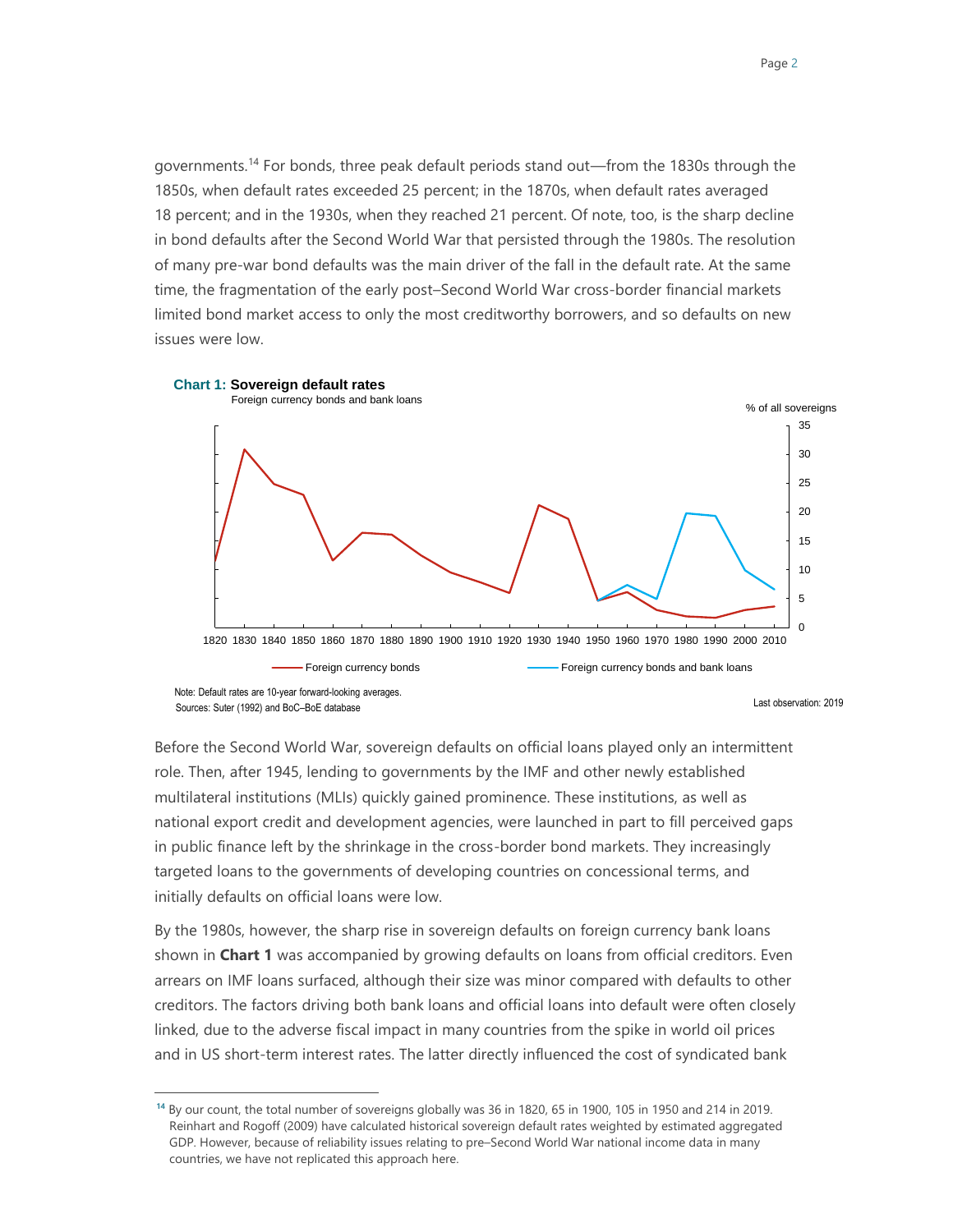governments.[14] For bonds, three peak default periods stand out—from the 1830s through the 1850s, when default rates exceeded 25 percent; in the 1870s, when default rates averaged 18 percent; and in the 1930s, when they reached 21 percent. Of note, too, is the sharp decline in bond defaults after the Second World War that persisted through the 1980s. The resolution of many pre-war bond defaults was the main driver of the fall in the default rate. At the same time, the fragmentation of the early post–Second World War cross-border financial markets limited bond market access to only the most creditworthy borrowers, and so defaults on new issues were low.

**Chart 1: Sovereign default rates**

Foreign currency bonds and bank loans

Note: Default rates are 10-year forward-looking averages.
Sources: Suter (1992) and BoC–BoE database

Last observation: 2019

Before the Second World War, sovereign defaults on official loans played only an intermittent role. Then, after 1945, lending to governments by the IMF and other newly established multilateral institutions (MLIs) quickly gained prominence. These institutions, as well as national export credit and development agencies, were launched in part to fill perceived gaps in public finance left by the shrinkage in the cross-border bond markets. They increasingly targeted loans to the governments of developing countries on concessional terms, and initially defaults on official loans were low.

By the 1980s, however, the sharp rise in sovereign defaults on foreign currency bank loans shown in **Chart 1** was accompanied by growing defaults on loans from official creditors. Even arrears on IMF loans surfaced, although their size was minor compared with defaults to other creditors. The factors driving both bank loans and official loans into default were often closely linked, due to the adverse fiscal impact in many countries from the spike in world oil prices and in US short-term interest rates. The latter directly influenced the cost of syndicated bank

[14] By our count, the total number of sovereigns globally was 36 in 1820, 65 in 1900, 105 in 1950 and 214 in 2019. Reinhart and Rogoff (2009) have calculated historical sovereign default rates weighted by estimated aggregated GDP. However, because of reliability issues relating to pre–Second World War national income data in many countries, we have not replicated this approach here.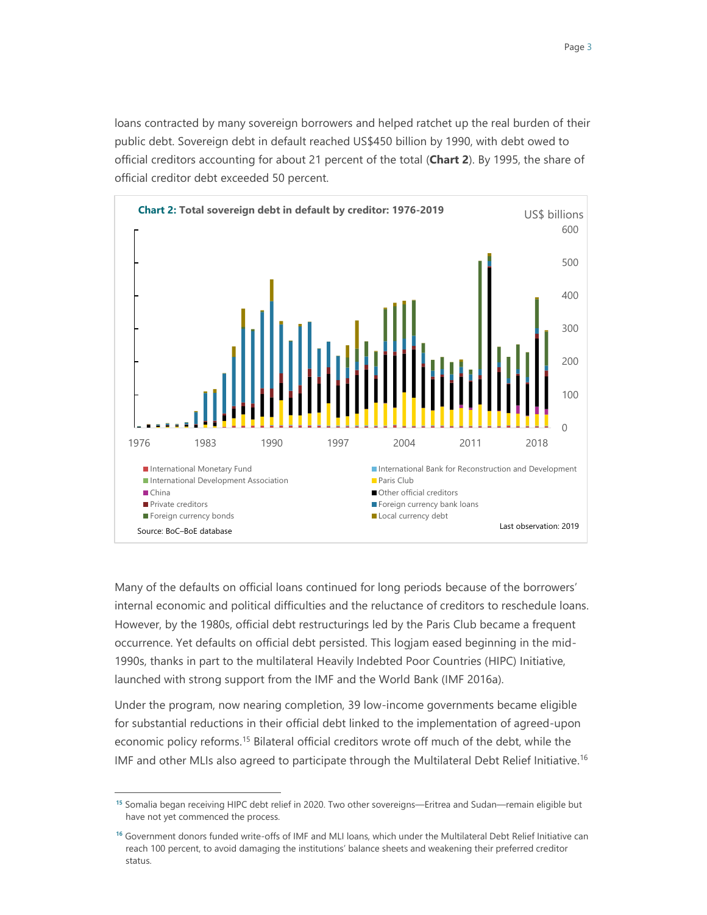loans contracted by many sovereign borrowers and helped ratchet up the real burden of their public debt. Sovereign debt in default reached US$450 billion by 1990, with debt owed to official creditors accounting for about 21 percent of the total (**Chart 2**). By 1995, the share of official creditor debt exceeded 50 percent.

**Chart 2: Total sovereign debt in default by creditor: 1976-2019**

US$ billions

- International Monetary Fund
- International Bank for Reconstruction and Development
- International Development Association
- Paris Club
- China
- Other official creditors
- Private creditors
- Foreign currency bank loans
- Foreign currency bonds
- Local currency debt

Source: BoC–BoE database

Last observation: 2019

Many of the defaults on official loans continued for long periods because of the borrowers' internal economic and political difficulties and the reluctance of creditors to reschedule loans. However, by the 1980s, official debt restructurings led by the Paris Club became a frequent occurrence. Yet defaults on official debt persisted. This logjam eased beginning in the mid-1990s, thanks in part to the multilateral Heavily Indebted Poor Countries (HIPC) Initiative, launched with strong support from the IMF and the World Bank (IMF 2016a).

Under the program, now nearing completion, 39 low-income governments became eligible for substantial reductions in their official debt linked to the implementation of agreed-upon economic policy reforms.[15] Bilateral official creditors wrote off much of the debt, while the IMF and other MLIs also agreed to participate through the Multilateral Debt Relief Initiative.[16]

[15] Somalia began receiving HIPC debt relief in 2020. Two other sovereigns—Eritrea and Sudan—remain eligible but have not yet commenced the process.

[16] Government donors funded write-offs of IMF and MLI loans, which under the Multilateral Debt Relief Initiative can reach 100 percent, to avoid damaging the institutions' balance sheets and weakening their preferred creditor status.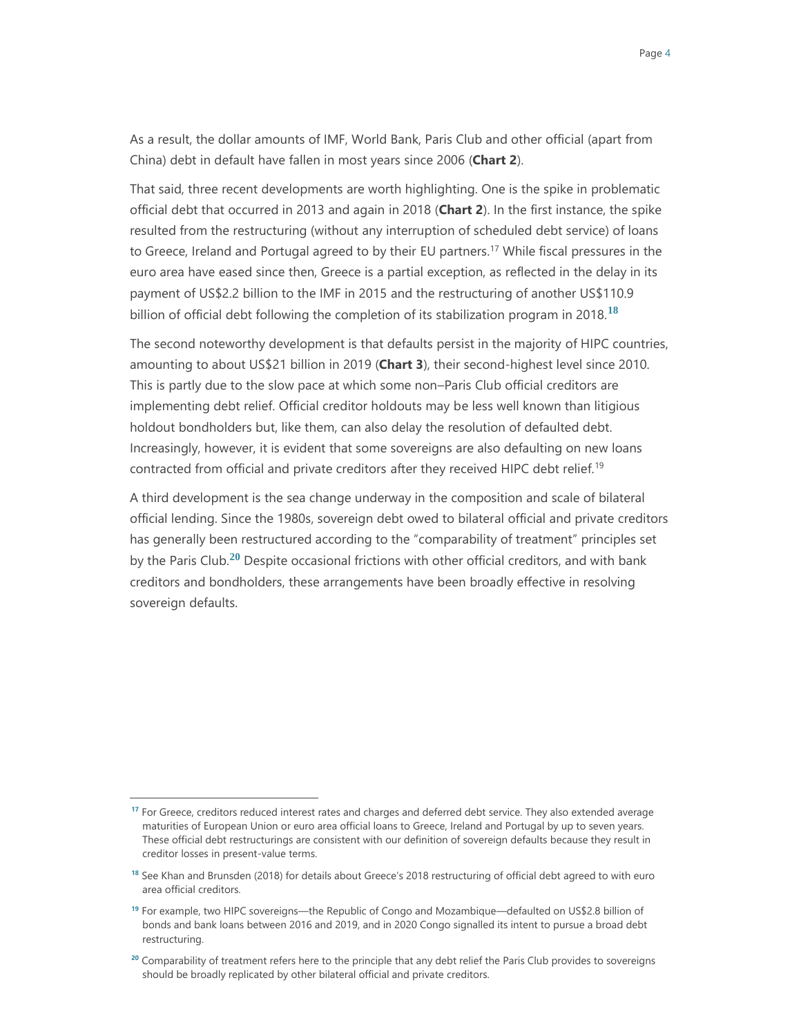As a result, the dollar amounts of IMF, World Bank, Paris Club and other official (apart from China) debt in default have fallen in most years since 2006 (**Chart 2**).

That said, three recent developments are worth highlighting. One is the spike in problematic official debt that occurred in 2013 and again in 2018 (**Chart 2**). In the first instance, the spike resulted from the restructuring (without any interruption of scheduled debt service) of loans to Greece, Ireland and Portugal agreed to by their EU partners.[17] While fiscal pressures in the euro area have eased since then, Greece is a partial exception, as reflected in the delay in its payment of US$2.2 billion to the IMF in 2015 and the restructuring of another US$110.9 billion of official debt following the completion of its stabilization program in 2018.[18]

The second noteworthy development is that defaults persist in the majority of HIPC countries, amounting to about US$21 billion in 2019 (**Chart 3**), their second-highest level since 2010. This is partly due to the slow pace at which some non–Paris Club official creditors are implementing debt relief. Official creditor holdouts may be less well known than litigious holdout bondholders but, like them, can also delay the resolution of defaulted debt. Increasingly, however, it is evident that some sovereigns are also defaulting on new loans contracted from official and private creditors after they received HIPC debt relief.[19]

A third development is the sea change underway in the composition and scale of bilateral official lending. Since the 1980s, sovereign debt owed to bilateral official and private creditors has generally been restructured according to the "comparability of treatment" principles set by the Paris Club.[20] Despite occasional frictions with other official creditors, and with bank creditors and bondholders, these arrangements have been broadly effective in resolving sovereign defaults.

---

[17] For Greece, creditors reduced interest rates and charges and deferred debt service. They also extended average maturities of European Union or euro area official loans to Greece, Ireland and Portugal by up to seven years. These official debt restructurings are consistent with our definition of sovereign defaults because they result in creditor losses in present-value terms.

[18] See Khan and Brunsden (2018) for details about Greece's 2018 restructuring of official debt agreed to with euro area official creditors.

[19] For example, two HIPC sovereigns—the Republic of Congo and Mozambique—defaulted on US$2.8 billion of bonds and bank loans between 2016 and 2019, and in 2020 Congo signalled its intent to pursue a broad debt restructuring.

[20] Comparability of treatment refers here to the principle that any debt relief the Paris Club provides to sovereigns should be broadly replicated by other bilateral official and private creditors.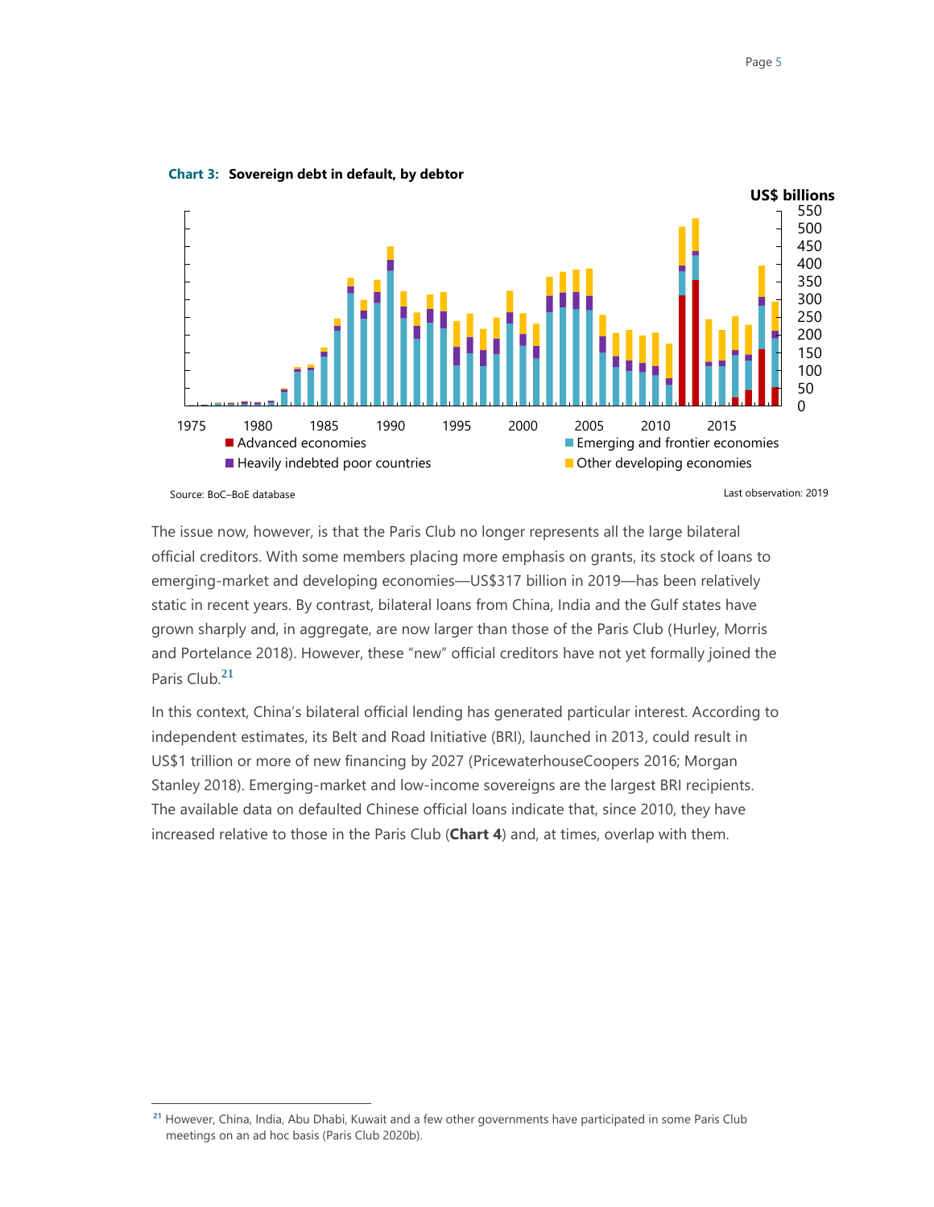**Chart 3: Sovereign debt in default, by debtor**

Source: BoC–BoE database

Last observation: 2019

The issue now, however, is that the Paris Club no longer represents all the large bilateral official creditors. With some members placing more emphasis on grants, its stock of loans to emerging-market and developing economies—US$317 billion in 2019—has been relatively static in recent years. By contrast, bilateral loans from China, India and the Gulf states have grown sharply and, in aggregate, are now larger than those of the Paris Club (Hurley, Morris and Portelance 2018). However, these "new" official creditors have not yet formally joined the Paris Club.[21]

In this context, China's bilateral official lending has generated particular interest. According to independent estimates, its Belt and Road Initiative (BRI), launched in 2013, could result in US$1 trillion or more of new financing by 2027 (PricewaterhouseCoopers 2016; Morgan Stanley 2018). Emerging-market and low-income sovereigns are the largest BRI recipients. The available data on defaulted Chinese official loans indicate that, since 2010, they have increased relative to those in the Paris Club (**Chart 4**) and, at times, overlap with them.

[21] However, China, India, Abu Dhabi, Kuwait and a few other governments have participated in some Paris Club meetings on an ad hoc basis (Paris Club 2020b).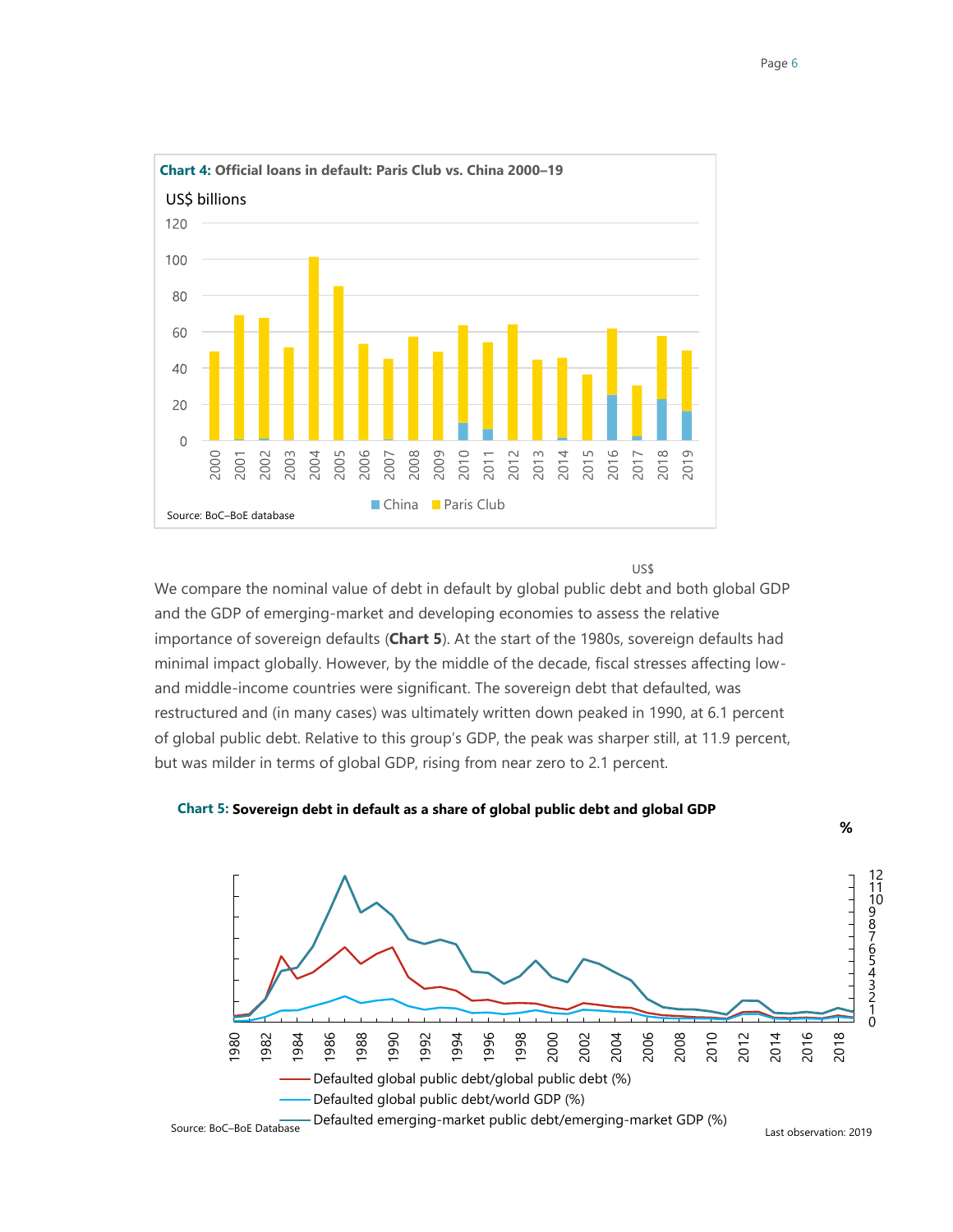**Chart 4: Official loans in default: Paris Club vs. China 2000–19**

US$ billions

Source: BoC–BoE database

We compare the nominal value of debt in default by global public debt and both global GDP and the GDP of emerging-market and developing economies to assess the relative importance of sovereign defaults (**Chart 5**). At the start of the 1980s, sovereign defaults had minimal impact globally. However, by the middle of the decade, fiscal stresses affecting low- and middle-income countries were significant. The sovereign debt that defaulted, was restructured and (in many cases) was ultimately written down peaked in 1990, at 6.1 percent of global public debt. Relative to this group's GDP, the peak was sharper still, at 11.9 percent, but was milder in terms of global GDP, rising from near zero to 2.1 percent.

**Chart 5: Sovereign debt in default as a share of global public debt and global GDP**

%

Source: BoC–BoE Database

Last observation: 2019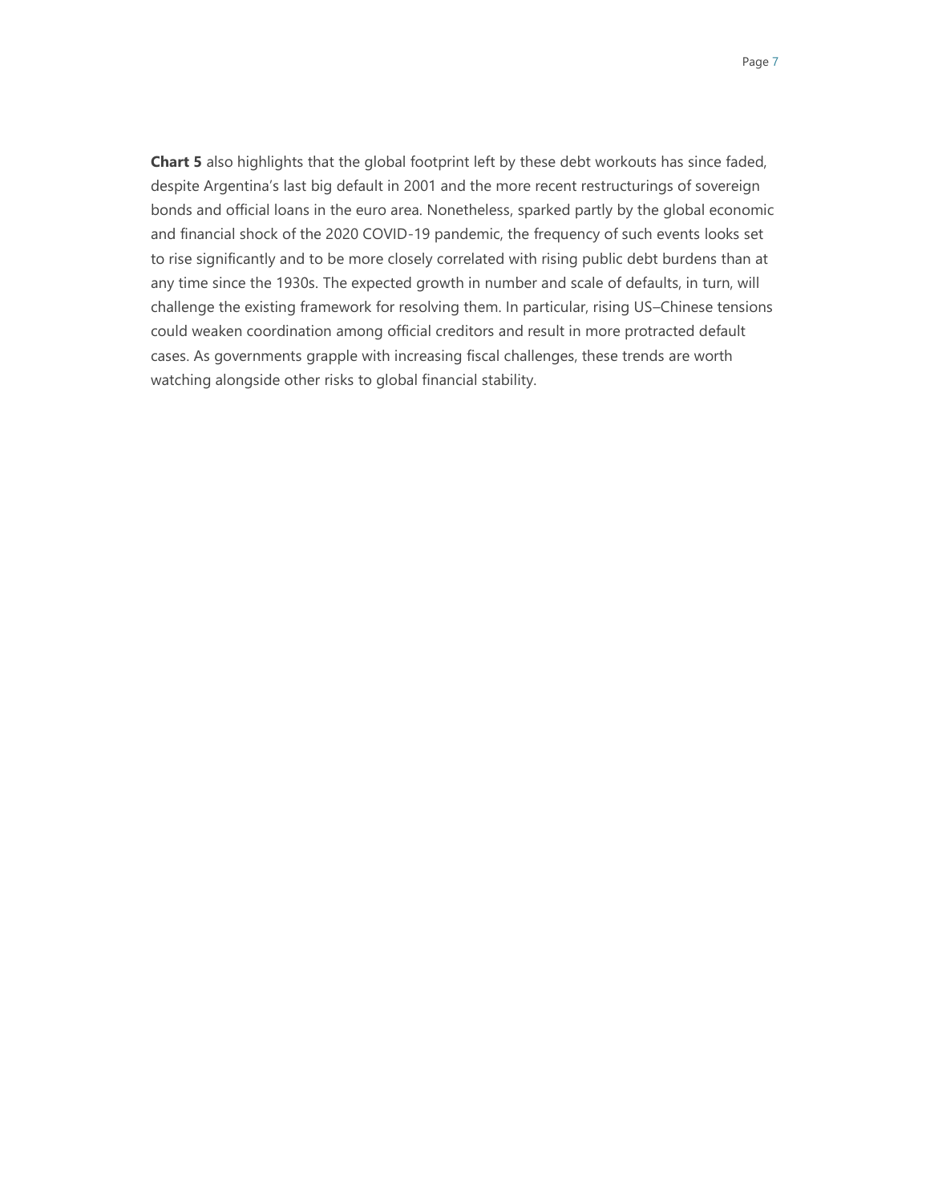**Chart 5** also highlights that the global footprint left by these debt workouts has since faded, despite Argentina's last big default in 2001 and the more recent restructurings of sovereign bonds and official loans in the euro area. Nonetheless, sparked partly by the global economic and financial shock of the 2020 COVID-19 pandemic, the frequency of such events looks set to rise significantly and to be more closely correlated with rising public debt burdens than at any time since the 1930s. The expected growth in number and scale of defaults, in turn, will challenge the existing framework for resolving them. In particular, rising US–Chinese tensions could weaken coordination among official creditors and result in more protracted default cases. As governments grapple with increasing fiscal challenges, these trends are worth watching alongside other risks to global financial stability.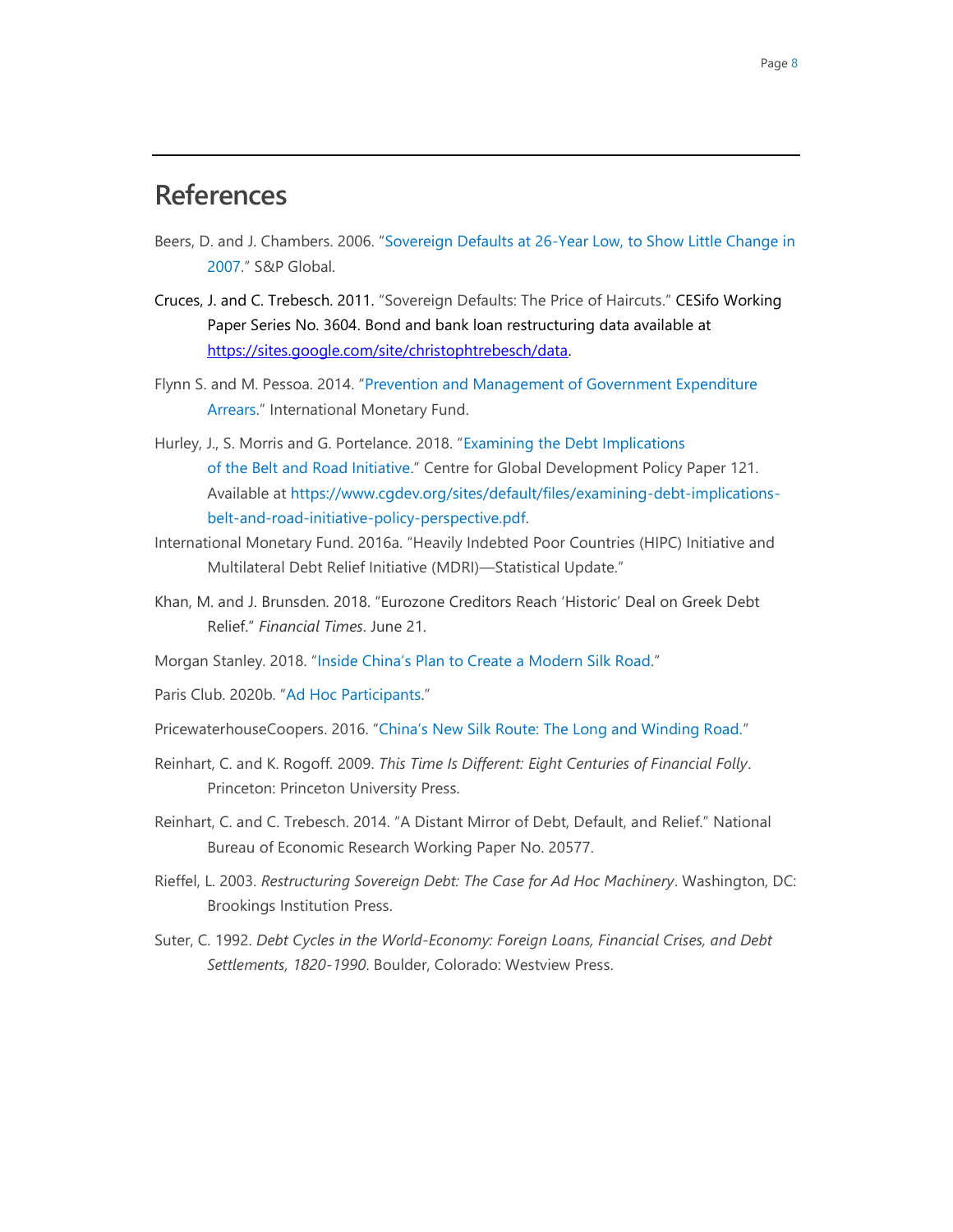## References

Beers, D. and J. Chambers. 2006. "Sovereign Defaults at 26-Year Low, to Show Little Change in 2007." S&P Global.

Cruces, J. and C. Trebesch. 2011. "Sovereign Defaults: The Price of Haircuts." CESifo Working Paper Series No. 3604. Bond and bank loan restructuring data available at https://sites.google.com/site/christophtrebesch/data.

Flynn S. and M. Pessoa. 2014. "Prevention and Management of Government Expenditure Arrears." International Monetary Fund.

Hurley, J., S. Morris and G. Portelance. 2018. "Examining the Debt Implications of the Belt and Road Initiative." Centre for Global Development Policy Paper 121. Available at https://www.cgdev.org/sites/default/files/examining-debt-implications-belt-and-road-initiative-policy-perspective.pdf.

International Monetary Fund. 2016a. "Heavily Indebted Poor Countries (HIPC) Initiative and Multilateral Debt Relief Initiative (MDRI)—Statistical Update."

Khan, M. and J. Brunsden. 2018. "Eurozone Creditors Reach 'Historic' Deal on Greek Debt Relief." *Financial Times*. June 21.

Morgan Stanley. 2018. "Inside China's Plan to Create a Modern Silk Road."

Paris Club. 2020b. "Ad Hoc Participants."

PricewaterhouseCoopers. 2016. "China's New Silk Route: The Long and Winding Road."

Reinhart, C. and K. Rogoff. 2009. *This Time Is Different: Eight Centuries of Financial Folly*. Princeton: Princeton University Press.

Reinhart, C. and C. Trebesch. 2014. "A Distant Mirror of Debt, Default, and Relief." National Bureau of Economic Research Working Paper No. 20577.

Rieffel, L. 2003. *Restructuring Sovereign Debt: The Case for Ad Hoc Machinery*. Washington, DC: Brookings Institution Press.

Suter, C. 1992. *Debt Cycles in the World-Economy: Foreign Loans, Financial Crises, and Debt Settlements, 1820-1990*. Boulder, Colorado: Westview Press.